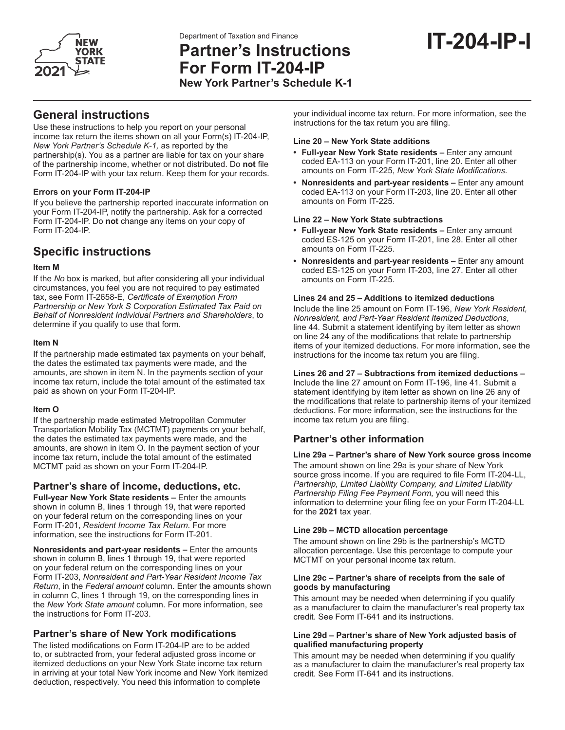Department of Taxation and Finance

# Partner's Instructions For Form IT-204-IP

**New York Partner's Schedule K-1**

# IT-204-IP-I

2021

## General instructions

Use these instructions to help you report on your personal income tax return the items shown on all your Form(s) IT-204-IP, *New York Partner's Schedule K-1,* as reported by the partnership(s). You as a partner are liable for tax on your share of the partnership income, whether or not distributed. Do **not** file Form IT-204-IP with your tax return. Keep them for your records.

#### Errors on your Form IT-204-IP

If you believe the partnership reported inaccurate information on your Form IT-204-IP, notify the partnership. Ask for a corrected Form IT-204-IP. Do **not** change any items on your copy of Form IT-204-IP.

## Specific instructions

#### Item M

If the *No* box is marked, but after considering all your individual circumstances, you feel you are not required to pay estimated tax, see Form IT-2658-E, *Certificate of Exemption From Partnership or New York S Corporation Estimated Tax Paid on Behalf of Nonresident Individual Partners and Shareholders*, to determine if you qualify to use that form.

#### Item N

If the partnership made estimated tax payments on your behalf, the dates the estimated tax payments were made, and the amounts, are shown in item N. In the payments section of your income tax return, include the total amount of the estimated tax paid as shown on your Form IT-204-IP.

#### Item O

If the partnership made estimated Metropolitan Commuter Transportation Mobility Tax (MCTMT) payments on your behalf, the dates the estimated tax payments were made, and the amounts, are shown in item O. In the payment section of your income tax return, include the total amount of the estimated MCTMT paid as shown on your Form IT-204-IP.

### Partner's share of income, deductions, etc.

**Full-year New York State residents –** Enter the amounts shown in column B, lines 1 through 19, that were reported on your federal return on the corresponding lines on your Form IT-201, *Resident Income Tax Return.* For more information, see the instructions for Form IT-201.

**Nonresidents and part-year residents –** Enter the amounts shown in column B, lines 1 through 19, that were reported on your federal return on the corresponding lines on your Form IT-203, *Nonresident and Part-Year Resident Income Tax Return*, in the *Federal amount* column. Enter the amounts shown in column C, lines 1 through 19, on the corresponding lines in the *New York State amount* column. For more information, see the instructions for Form IT-203.

### Partner's share of New York modifications

The listed modifications on Form IT-204-IP are to be added to, or subtracted from, your federal adjusted gross income or itemized deductions on your New York State income tax return in arriving at your total New York income and New York itemized deduction, respectively. You need this information to complete your individual income tax return. For more information, see the instructions for the tax return you are filing.

#### Line 20 – New York State additions

- **Full-year New York State residents –** Enter any amount coded EA-113 on your Form IT-201, line 20. Enter all other amounts on Form IT-225, *New York State Modifications*.
- **Nonresidents and part-year residents –** Enter any amount coded EA-113 on your Form IT-203, line 20. Enter all other amounts on Form IT-225.

#### Line 22 – New York State subtractions

- **Full-year New York State residents –** Enter any amount coded ES-125 on your Form IT-201, line 28. Enter all other amounts on Form IT-225.
- **Nonresidents and part-year residents –** Enter any amount coded ES-125 on your Form IT-203, line 27. Enter all other amounts on Form IT-225.

#### Lines 24 and 25 – Additions to itemized deductions

Include the line 25 amount on Form IT-196, *New York Resident, Nonresident, and Part-Year Resident Itemized Deductions*, line 44. Submit a statement identifying by item letter as shown on line 24 any of the modifications that relate to partnership items of your itemized deductions. For more information, see the instructions for the income tax return you are filing.

#### Lines 26 and 27 – Subtractions from itemized deductions –

Include the line 27 amount on Form IT-196, line 41. Submit a statement identifying by item letter as shown on line 26 any of the modifications that relate to partnership items of your itemized deductions. For more information, see the instructions for the income tax return you are filing.

### Partner's other information

#### Line 29a – Partner's share of New York source gross income

The amount shown on line 29a is your share of New York source gross income. If you are required to file Form IT-204-LL, *Partnership, Limited Liability Company, and Limited Liability Partnership Filing Fee Payment Form,* you will need this information to determine your filing fee on your Form IT-204-LL for the **2021** tax year.

#### Line 29b – MCTD allocation percentage

The amount shown on line 29b is the partnership's MCTD allocation percentage. Use this percentage to compute your MCTMT on your personal income tax return.

#### Line 29c – Partner's share of receipts from the sale of goods by manufacturing

This amount may be needed when determining if you qualify as a manufacturer to claim the manufacturer's real property tax credit. See Form IT-641 and its instructions.

#### Line 29d – Partner's share of New York adjusted basis of qualified manufacturing property

This amount may be needed when determining if you qualify as a manufacturer to claim the manufacturer's real property tax credit. See Form IT-641 and its instructions.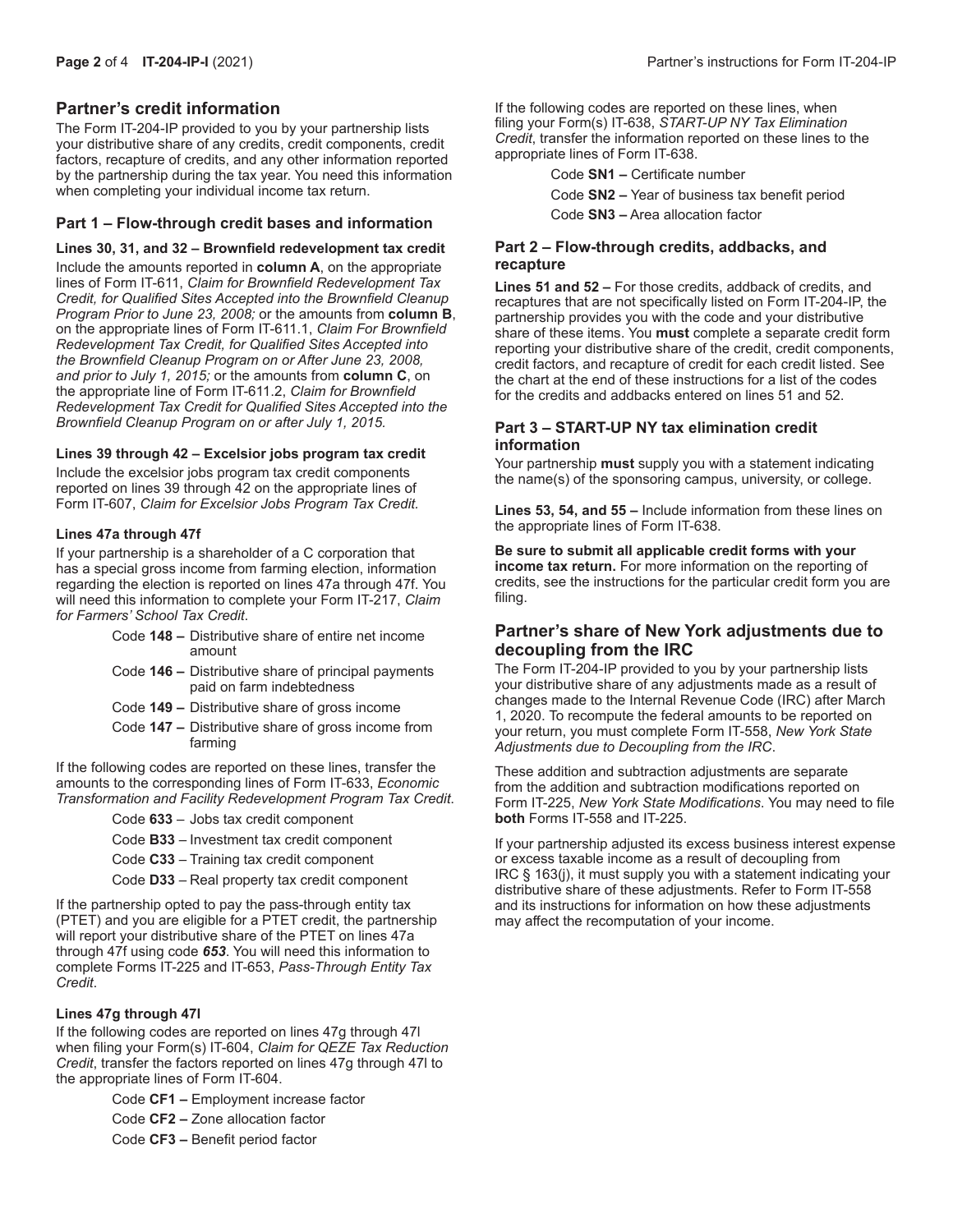## Partner's credit information

The Form IT-204-IP provided to you by your partnership lists your distributive share of any credits, credit components, credit factors, recapture of credits, and any other information reported by the partnership during the tax year. You need this information when completing your individual income tax return.

### Part 1 – Flow-through credit bases and information

**Lines 30, 31, and 32 – Brownfield redevelopment tax credit**

Include the amounts reported in **column A**, on the appropriate lines of Form IT-611, *Claim for Brownfield Redevelopment Tax Credit, for Qualified Sites Accepted into the Brownfield Cleanup Program Prior to June 23, 2008;* or the amounts from **column B**, on the appropriate lines of Form IT-611.1, *Claim For Brownfield Redevelopment Tax Credit, for Qualified Sites Accepted into the Brownfield Cleanup Program on or After June 23, 2008, and prior to July 1, 2015;* or the amounts from **column C**, on the appropriate line of Form IT-611.2, *Claim for Brownfield Redevelopment Tax Credit for Qualified Sites Accepted into the Brownfield Cleanup Program on or after July 1, 2015.*

**Lines 39 through 42 – Excelsior jobs program tax credit**

Include the excelsior jobs program tax credit components reported on lines 39 through 42 on the appropriate lines of Form IT-607, *Claim for Excelsior Jobs Program Tax Credit.*

**Lines 47a through 47f**

If your partnership is a shareholder of a C corporation that has a special gross income from farming election, information regarding the election is reported on lines 47a through 47f. You will need this information to complete your Form IT-217, *Claim for Farmers' School Tax Credit*.

- Code **148 –** Distributive share of entire net income amount
- Code **146 –** Distributive share of principal payments paid on farm indebtedness
- Code **149 –** Distributive share of gross income
- Code **147 –** Distributive share of gross income from farming

If the following codes are reported on these lines, transfer the amounts to the corresponding lines of Form IT-633, *Economic Transformation and Facility Redevelopment Program Tax Credit.*

- Code **633** – Jobs tax credit component
- Code **B33** – Investment tax credit component
- Code **C33** – Training tax credit component
- Code **D33** – Real property tax credit component

If the partnership opted to pay the pass-through entity tax (PTET) and you are eligible for a PTET credit, the partnership will report your distributive share of the PTET on lines 47a through 47f using code ***653***. You will need this information to complete Forms IT-225 and IT-653, *Pass-Through Entity Tax Credit*.

**Lines 47g through 47l**

If the following codes are reported on lines 47g through 47l when filing your Form(s) IT-604, *Claim for QEZE Tax Reduction Credit*, transfer the factors reported on lines 47g through 47l to the appropriate lines of Form IT-604.

- Code **CF1 –** Employment increase factor
- Code **CF2 –** Zone allocation factor
- Code **CF3 –** Benefit period factor

If the following codes are reported on these lines, when filing your Form(s) IT-638, *START-UP NY Tax Elimination Credit*, transfer the information reported on these lines to the appropriate lines of Form IT-638.

- Code **SN1 –** Certificate number
- Code **SN2 –** Year of business tax benefit period
- Code **SN3 –** Area allocation factor

### Part 2 – Flow-through credits, addbacks, and recapture

**Lines 51 and 52 –** For those credits, addback of credits, and recaptures that are not specifically listed on Form IT-204-IP, the partnership provides you with the code and your distributive share of these items. You **must** complete a separate credit form reporting your distributive share of the credit, credit components, credit factors, and recapture of credit for each credit listed. See the chart at the end of these instructions for a list of the codes for the credits and addbacks entered on lines 51 and 52.

### Part 3 – START-UP NY tax elimination credit information

Your partnership **must** supply you with a statement indicating the name(s) of the sponsoring campus, university, or college.

**Lines 53, 54, and 55 –** Include information from these lines on the appropriate lines of Form IT-638.

**Be sure to submit all applicable credit forms with your income tax return.** For more information on the reporting of credits, see the instructions for the particular credit form you are filing.

## Partner's share of New York adjustments due to decoupling from the IRC

The Form IT-204-IP provided to you by your partnership lists your distributive share of any adjustments made as a result of changes made to the Internal Revenue Code (IRC) after March 1, 2020. To recompute the federal amounts to be reported on your return, you must complete Form IT-558, *New York State Adjustments due to Decoupling from the IRC*.

These addition and subtraction adjustments are separate from the addition and subtraction modifications reported on Form IT-225, *New York State Modifications*. You may need to file **both** Forms IT-558 and IT-225.

If your partnership adjusted its excess business interest expense or excess taxable income as a result of decoupling from IRC § 163(j), it must supply you with a statement indicating your distributive share of these adjustments. Refer to Form IT-558 and its instructions for information on how these adjustments may affect the recomputation of your income.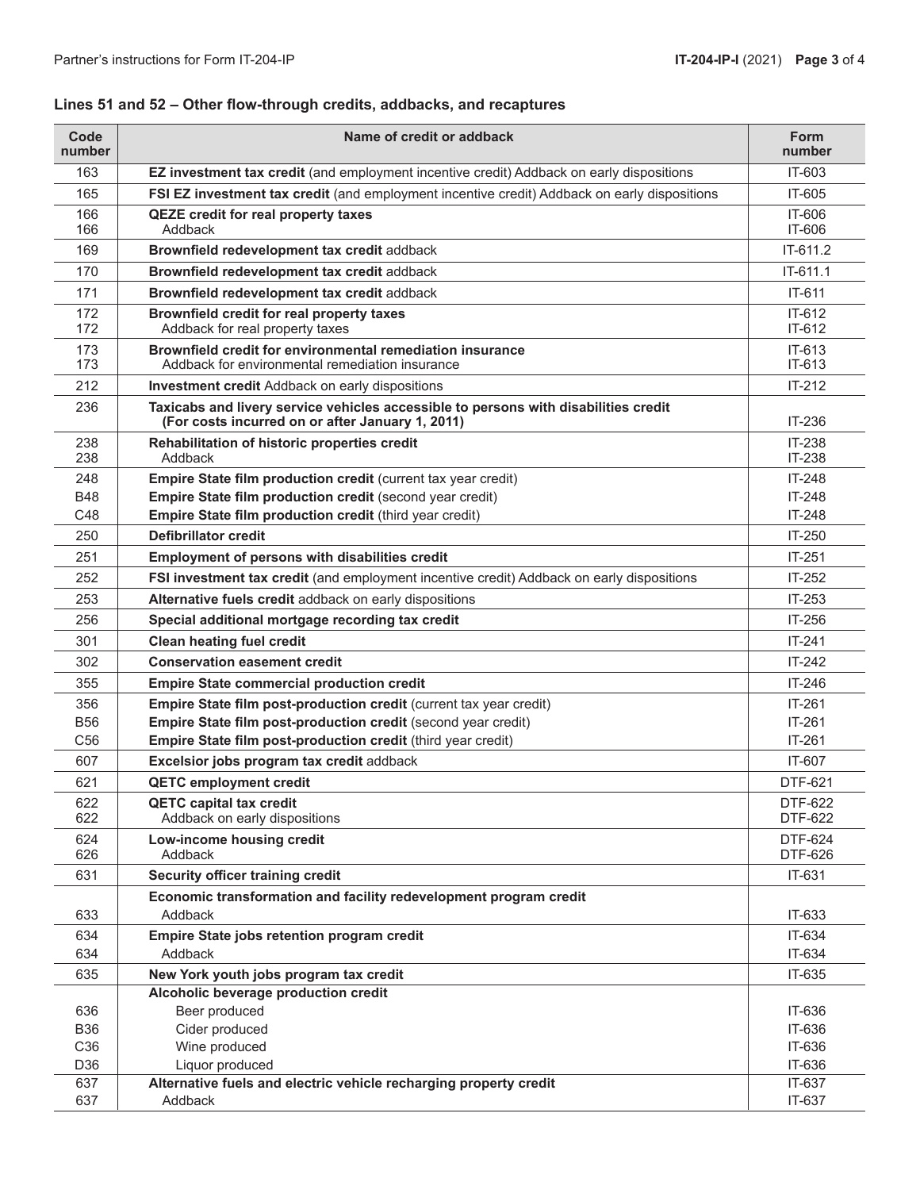## Lines 51 and 52 – Other flow-through credits, addbacks, and recaptures

| Code number | Name of credit or addback | Form number |
|---|---|---|
| 163 | **EZ investment tax credit** (and employment incentive credit) Addback on early dispositions | IT-603 |
| 165 | **FSI EZ investment tax credit** (and employment incentive credit) Addback on early dispositions | IT-605 |
| 166 | **QEZE credit for real property taxes** | IT-606 |
| 166 | Addback | IT-606 |
| 169 | **Brownfield redevelopment tax credit** addback | IT-611.2 |
| 170 | **Brownfield redevelopment tax credit** addback | IT-611.1 |
| 171 | **Brownfield redevelopment tax credit** addback | IT-611 |
| 172 | **Brownfield credit for real property taxes** | IT-612 |
| 172 | Addback for real property taxes | IT-612 |
| 173 | **Brownfield credit for environmental remediation insurance** | IT-613 |
| 173 | Addback for environmental remediation insurance | IT-613 |
| 212 | **Investment credit** Addback on early dispositions | IT-212 |
| 236 | **Taxicabs and livery service vehicles accessible to persons with disabilities credit (For costs incurred on or after January 1, 2011)** | IT-236 |
| 238 | **Rehabilitation of historic properties credit** | IT-238 |
| 238 | Addback | IT-238 |
| 248 | **Empire State film production credit** (current tax year credit) | IT-248 |
| B48 | **Empire State film production credit** (second year credit) | IT-248 |
| C48 | **Empire State film production credit** (third year credit) | IT-248 |
| 250 | **Defibrillator credit** | IT-250 |
| 251 | **Employment of persons with disabilities credit** | IT-251 |
| 252 | **FSI investment tax credit** (and employment incentive credit) Addback on early dispositions | IT-252 |
| 253 | **Alternative fuels credit** addback on early dispositions | IT-253 |
| 256 | **Special additional mortgage recording tax credit** | IT-256 |
| 301 | **Clean heating fuel credit** | IT-241 |
| 302 | **Conservation easement credit** | IT-242 |
| 355 | **Empire State commercial production credit** | IT-246 |
| 356 | **Empire State film post-production credit** (current tax year credit) | IT-261 |
| B56 | **Empire State film post-production credit** (second year credit) | IT-261 |
| C56 | **Empire State film post-production credit** (third year credit) | IT-261 |
| 607 | **Excelsior jobs program tax credit** addback | IT-607 |
| 621 | **QETC employment credit** | DTF-621 |
| 622 | **QETC capital tax credit** | DTF-622 |
| 622 | Addback on early dispositions | DTF-622 |
| 624 | **Low-income housing credit** | DTF-624 |
| 626 | Addback | DTF-626 |
| 631 | **Security officer training credit** | IT-631 |
| | **Economic transformation and facility redevelopment program credit** | |
| 633 | Addback | IT-633 |
| 634 | **Empire State jobs retention program credit** | IT-634 |
| 634 | Addback | IT-634 |
| 635 | **New York youth jobs program tax credit** | IT-635 |
| | **Alcoholic beverage production credit** | |
| 636 | Beer produced | IT-636 |
| B36 | Cider produced | IT-636 |
| C36 | Wine produced | IT-636 |
| D36 | Liquor produced | IT-636 |
| 637 | **Alternative fuels and electric vehicle recharging property credit** | IT-637 |
| 637 | Addback | IT-637 |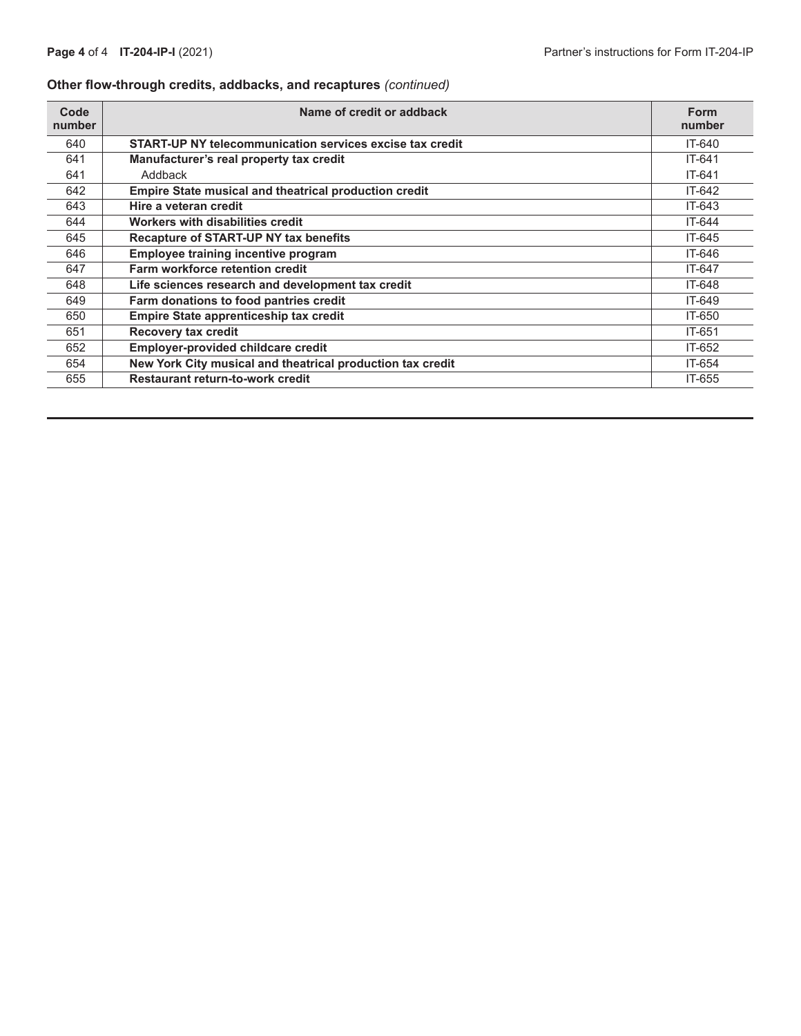## Other flow-through credits, addbacks, and recaptures *(continued)*

| Code number | Name of credit or addback | Form number |
|---|---|---|
| 640 | **START-UP NY telecommunication services excise tax credit** | IT-640 |
| 641 | **Manufacturer's real property tax credit** | IT-641 |
| 641 | Addback | IT-641 |
| 642 | **Empire State musical and theatrical production credit** | IT-642 |
| 643 | **Hire a veteran credit** | IT-643 |
| 644 | **Workers with disabilities credit** | IT-644 |
| 645 | **Recapture of START-UP NY tax benefits** | IT-645 |
| 646 | **Employee training incentive program** | IT-646 |
| 647 | **Farm workforce retention credit** | IT-647 |
| 648 | **Life sciences research and development tax credit** | IT-648 |
| 649 | **Farm donations to food pantries credit** | IT-649 |
| 650 | **Empire State apprenticeship tax credit** | IT-650 |
| 651 | **Recovery tax credit** | IT-651 |
| 652 | **Employer-provided childcare credit** | IT-652 |
| 654 | **New York City musical and theatrical production tax credit** | IT-654 |
| 655 | **Restaurant return-to-work credit** | IT-655 |